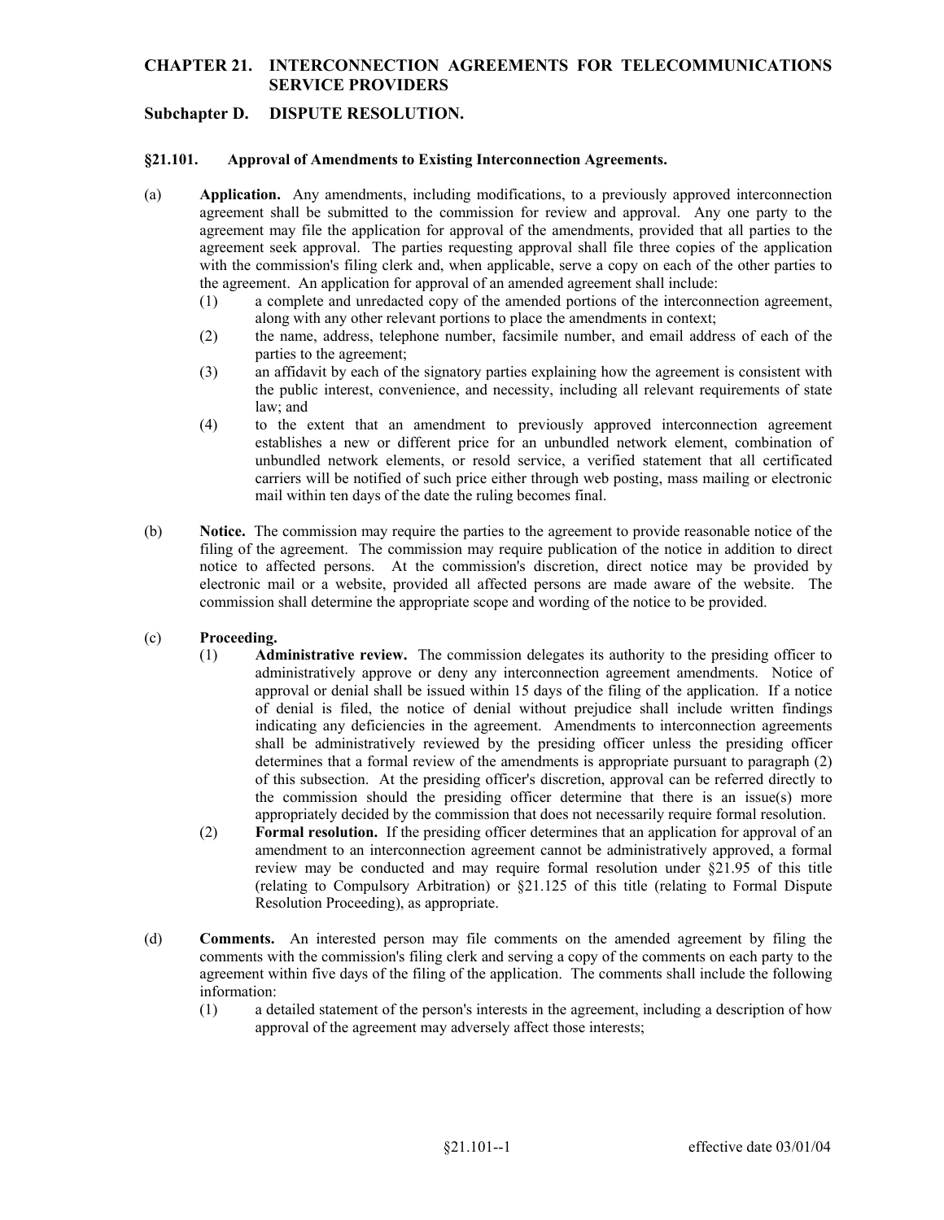# CHAPTER 21. INTERCONNECTION AGREEMENTS FOR TELECOMMUNICATIONS SERVICE PROVIDERS

## Subchapter D. DISPUTE RESOLUTION.

### §21.101. Approval of Amendments to Existing Interconnection Agreements.

(a) **Application.** Any amendments, including modifications, to a previously approved interconnection agreement shall be submitted to the commission for review and approval. Any one party to the agreement may file the application for approval of the amendments, provided that all parties to the agreement seek approval. The parties requesting approval shall file three copies of the application with the commission's filing clerk and, when applicable, serve a copy on each of the other parties to the agreement. An application for approval of an amended agreement shall include:

(1) a complete and unredacted copy of the amended portions of the interconnection agreement, along with any other relevant portions to place the amendments in context;

(2) the name, address, telephone number, facsimile number, and email address of each of the parties to the agreement;

(3) an affidavit by each of the signatory parties explaining how the agreement is consistent with the public interest, convenience, and necessity, including all relevant requirements of state law; and

(4) to the extent that an amendment to previously approved interconnection agreement establishes a new or different price for an unbundled network element, combination of unbundled network elements, or resold service, a verified statement that all certificated carriers will be notified of such price either through web posting, mass mailing or electronic mail within ten days of the date the ruling becomes final.

(b) **Notice.** The commission may require the parties to the agreement to provide reasonable notice of the filing of the agreement. The commission may require publication of the notice in addition to direct notice to affected persons. At the commission's discretion, direct notice may be provided by electronic mail or a website, provided all affected persons are made aware of the website. The commission shall determine the appropriate scope and wording of the notice to be provided.

(c) **Proceeding.**

(1) **Administrative review.** The commission delegates its authority to the presiding officer to administratively approve or deny any interconnection agreement amendments. Notice of approval or denial shall be issued within 15 days of the filing of the application. If a notice of denial is filed, the notice of denial without prejudice shall include written findings indicating any deficiencies in the agreement. Amendments to interconnection agreements shall be administratively reviewed by the presiding officer unless the presiding officer determines that a formal review of the amendments is appropriate pursuant to paragraph (2) of this subsection. At the presiding officer's discretion, approval can be referred directly to the commission should the presiding officer determine that there is an issue(s) more appropriately decided by the commission that does not necessarily require formal resolution.

(2) **Formal resolution.** If the presiding officer determines that an application for approval of an amendment to an interconnection agreement cannot be administratively approved, a formal review may be conducted and may require formal resolution under §21.95 of this title (relating to Compulsory Arbitration) or §21.125 of this title (relating to Formal Dispute Resolution Proceeding), as appropriate.

(d) **Comments.** An interested person may file comments on the amended agreement by filing the comments with the commission's filing clerk and serving a copy of the comments on each party to the agreement within five days of the filing of the application. The comments shall include the following information:

(1) a detailed statement of the person's interests in the agreement, including a description of how approval of the agreement may adversely affect those interests;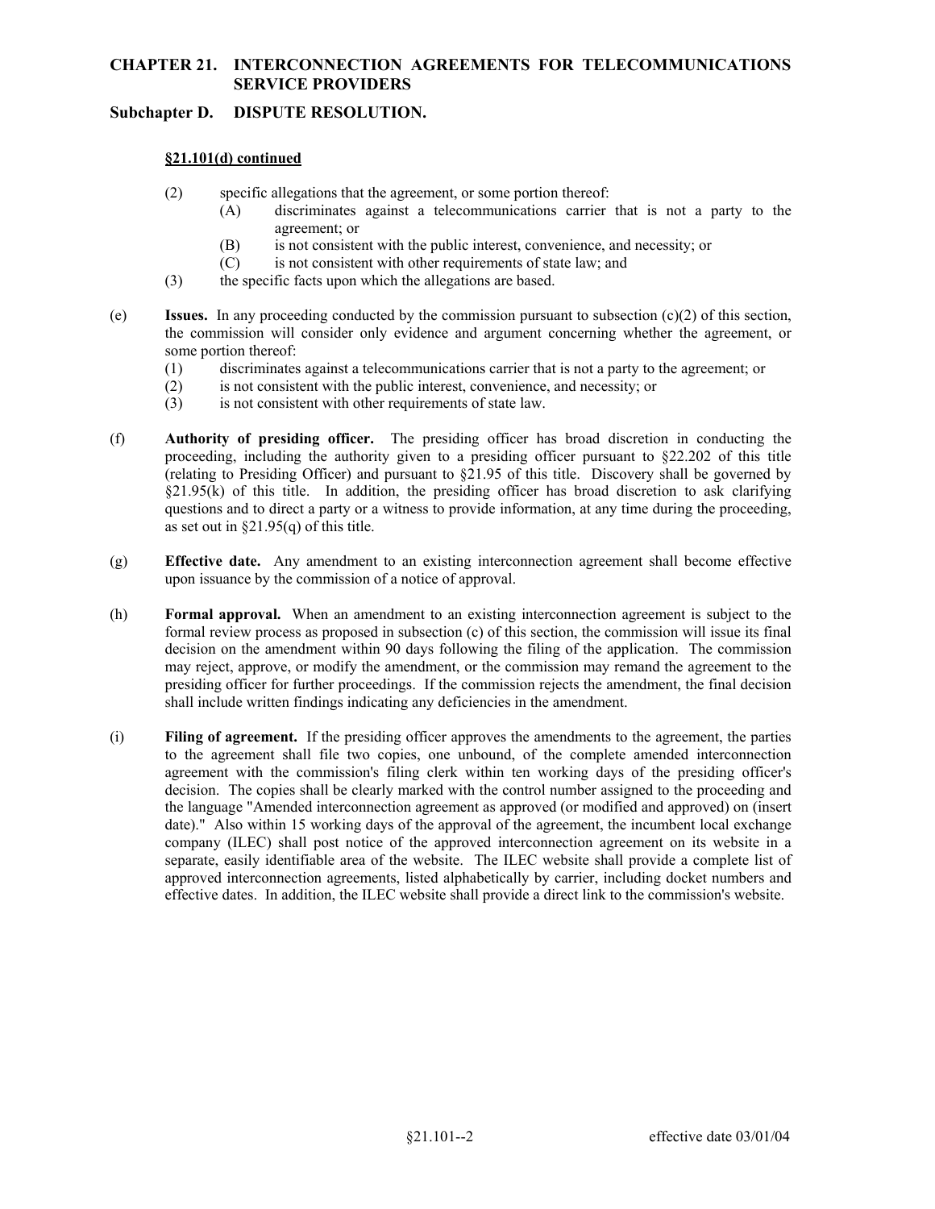# CHAPTER 21. INTERCONNECTION AGREEMENTS FOR TELECOMMUNICATIONS SERVICE PROVIDERS

## Subchapter D. DISPUTE RESOLUTION.

**§21.101(d) continued**

(2) specific allegations that the agreement, or some portion thereof:
 (A) discriminates against a telecommunications carrier that is not a party to the agreement; or
 (B) is not consistent with the public interest, convenience, and necessity; or
 (C) is not consistent with other requirements of state law; and

(3) the specific facts upon which the allegations are based.

(e) **Issues.** In any proceeding conducted by the commission pursuant to subsection (c)(2) of this section, the commission will consider only evidence and argument concerning whether the agreement, or some portion thereof:
 (1) discriminates against a telecommunications carrier that is not a party to the agreement; or
 (2) is not consistent with the public interest, convenience, and necessity; or
 (3) is not consistent with other requirements of state law.

(f) **Authority of presiding officer.** The presiding officer has broad discretion in conducting the proceeding, including the authority given to a presiding officer pursuant to §22.202 of this title (relating to Presiding Officer) and pursuant to §21.95 of this title. Discovery shall be governed by §21.95(k) of this title. In addition, the presiding officer has broad discretion to ask clarifying questions and to direct a party or a witness to provide information, at any time during the proceeding, as set out in §21.95(q) of this title.

(g) **Effective date.** Any amendment to an existing interconnection agreement shall become effective upon issuance by the commission of a notice of approval.

(h) **Formal approval.** When an amendment to an existing interconnection agreement is subject to the formal review process as proposed in subsection (c) of this section, the commission will issue its final decision on the amendment within 90 days following the filing of the application. The commission may reject, approve, or modify the amendment, or the commission may remand the agreement to the presiding officer for further proceedings. If the commission rejects the amendment, the final decision shall include written findings indicating any deficiencies in the amendment.

(i) **Filing of agreement.** If the presiding officer approves the amendments to the agreement, the parties to the agreement shall file two copies, one unbound, of the complete amended interconnection agreement with the commission's filing clerk within ten working days of the presiding officer's decision. The copies shall be clearly marked with the control number assigned to the proceeding and the language "Amended interconnection agreement as approved (or modified and approved) on (insert date)." Also within 15 working days of the approval of the agreement, the incumbent local exchange company (ILEC) shall post notice of the approved interconnection agreement on its website in a separate, easily identifiable area of the website. The ILEC website shall provide a complete list of approved interconnection agreements, listed alphabetically by carrier, including docket numbers and effective dates. In addition, the ILEC website shall provide a direct link to the commission's website.